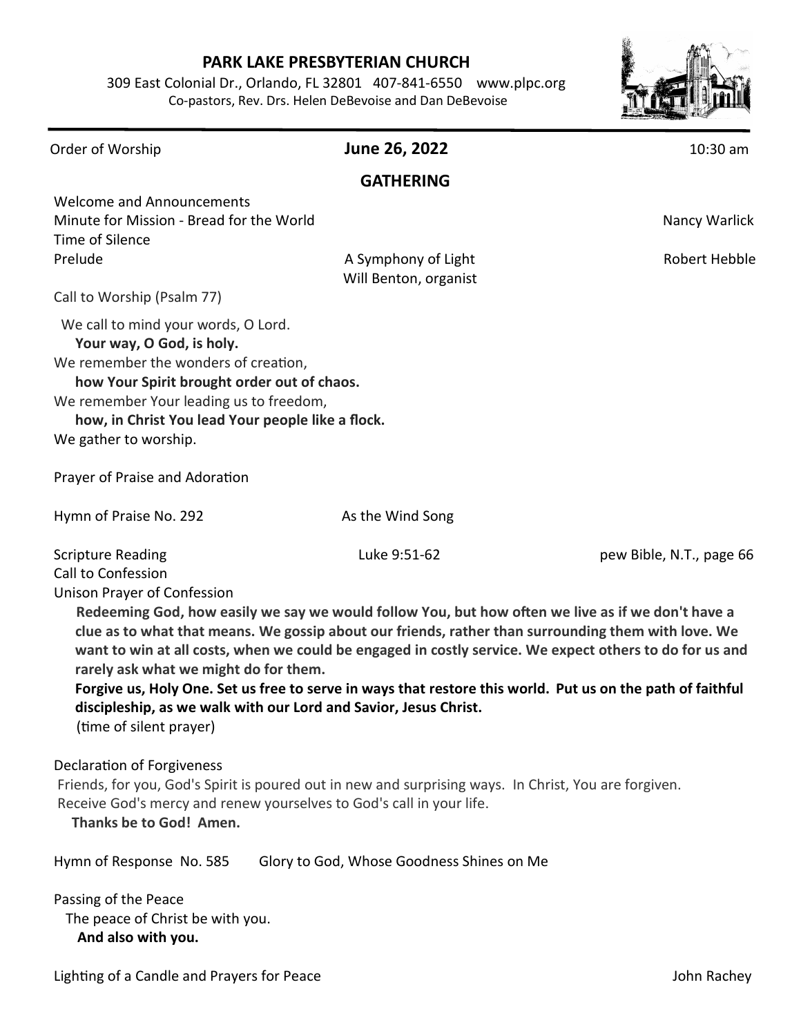# PARK LAKE PRESBYTERIAN CHURCH

309 East Colonial Dr., Orlando, FL 32801 407-841-6550 www.plpc.org
Co-pastors, Rev. Drs. Helen DeBevoise and Dan DeBevoise

Order of Worship **June 26, 2022** 10:30 am

## GATHERING

Welcome and Announcements
Minute for Mission - Bread for the World — Nancy Warlick
Time of Silence
Prelude — A Symphony of Light — Robert Hebble
Will Benton, organist

Call to Worship (Psalm 77)

We call to mind your words, O Lord.
**Your way, O God, is holy.**
We remember the wonders of creation,
**how Your Spirit brought order out of chaos.**
We remember Your leading us to freedom,
**how, in Christ You lead Your people like a flock.**
We gather to worship.

Prayer of Praise and Adoration

Hymn of Praise No. 292 — As the Wind Song

Scripture Reading — Luke 9:51-62 — pew Bible, N.T., page 66
Call to Confession
Unison Prayer of Confession

**Redeeming God, how easily we say we would follow You, but how often we live as if we don't have a clue as to what that means. We gossip about our friends, rather than surrounding them with love. We want to win at all costs, when we could be engaged in costly service. We expect others to do for us and rarely ask what we might do for them.**
**Forgive us, Holy One. Set us free to serve in ways that restore this world. Put us on the path of faithful discipleship, as we walk with our Lord and Savior, Jesus Christ.**
(time of silent prayer)

Declaration of Forgiveness
Friends, for you, God's Spirit is poured out in new and surprising ways. In Christ, You are forgiven.
Receive God's mercy and renew yourselves to God's call in your life.
**Thanks be to God! Amen.**

Hymn of Response No. 585 — Glory to God, Whose Goodness Shines on Me

Passing of the Peace
The peace of Christ be with you.
**And also with you.**

Lighting of a Candle and Prayers for Peace — John Rachey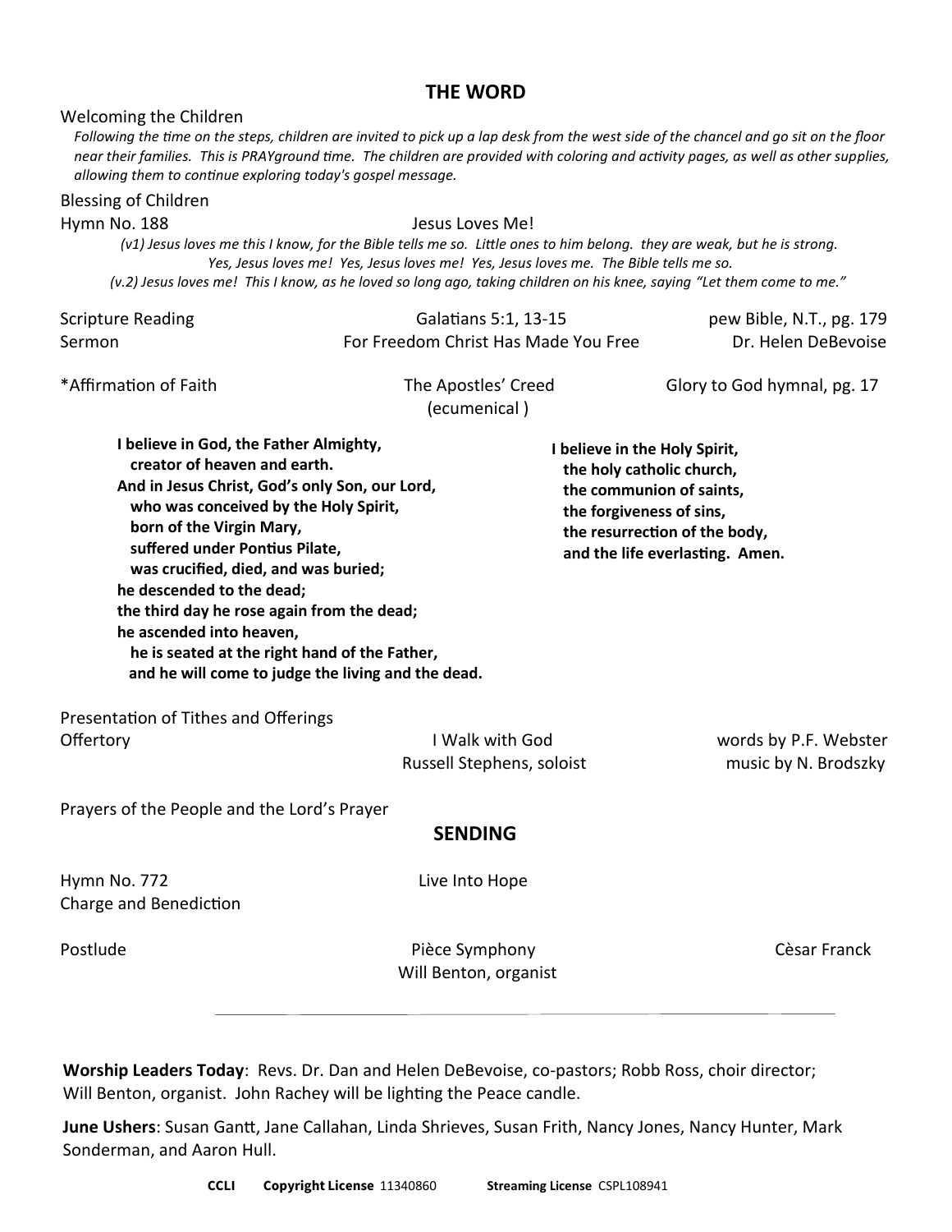## THE WORD

Welcoming the Children

*Following the time on the steps, children are invited to pick up a lap desk from the west side of the chancel and go sit on the floor near their families. This is PRAYground time. The children are provided with coloring and activity pages, as well as other supplies, allowing them to continue exploring today's gospel message.*

Blessing of Children

Hymn No. 188 Jesus Loves Me!

*(v1) Jesus loves me this I know, for the Bible tells me so. Little ones to him belong. they are weak, but he is strong. Yes, Jesus loves me! Yes, Jesus loves me! Yes, Jesus loves me. The Bible tells me so.*
*(v.2) Jesus loves me! This I know, as he loved so long ago, taking children on his knee, saying "Let them come to me."*

Scripture Reading Galatians 5:1, 13-15 pew Bible, N.T., pg. 179
Sermon For Freedom Christ Has Made You Free Dr. Helen DeBevoise

*Affirmation of Faith The Apostles' Creed (ecumenical ) Glory to God hymnal, pg. 17

**I believe in God, the Father Almighty,**
**creator of heaven and earth.**
**And in Jesus Christ, God's only Son, our Lord,**
**who was conceived by the Holy Spirit,**
**born of the Virgin Mary,**
**suffered under Pontius Pilate,**
**was crucified, died, and was buried;**
**he descended to the dead;**
**the third day he rose again from the dead;**
**he ascended into heaven,**
**he is seated at the right hand of the Father,**
**and he will come to judge the living and the dead.**

**I believe in the Holy Spirit,**
**the holy catholic church,**
**the communion of saints,**
**the forgiveness of sins,**
**the resurrection of the body,**
**and the life everlasting. Amen.**

Presentation of Tithes and Offerings
Offertory I Walk with God words by P.F. Webster
Russell Stephens, soloist music by N. Brodszky

Prayers of the People and the Lord's Prayer

## SENDING

Hymn No. 772 Live Into Hope
Charge and Benediction

Postlude Pièce Symphony Cèsar Franck
Will Benton, organist

---

**Worship Leaders Today**: Revs. Dr. Dan and Helen DeBevoise, co-pastors; Robb Ross, choir director; Will Benton, organist. John Rachey will be lighting the Peace candle.

**June Ushers**: Susan Gantt, Jane Callahan, Linda Shrieves, Susan Frith, Nancy Jones, Nancy Hunter, Mark Sonderman, and Aaron Hull.

**CCLI** **Copyright License** 11340860 **Streaming License** CSPL108941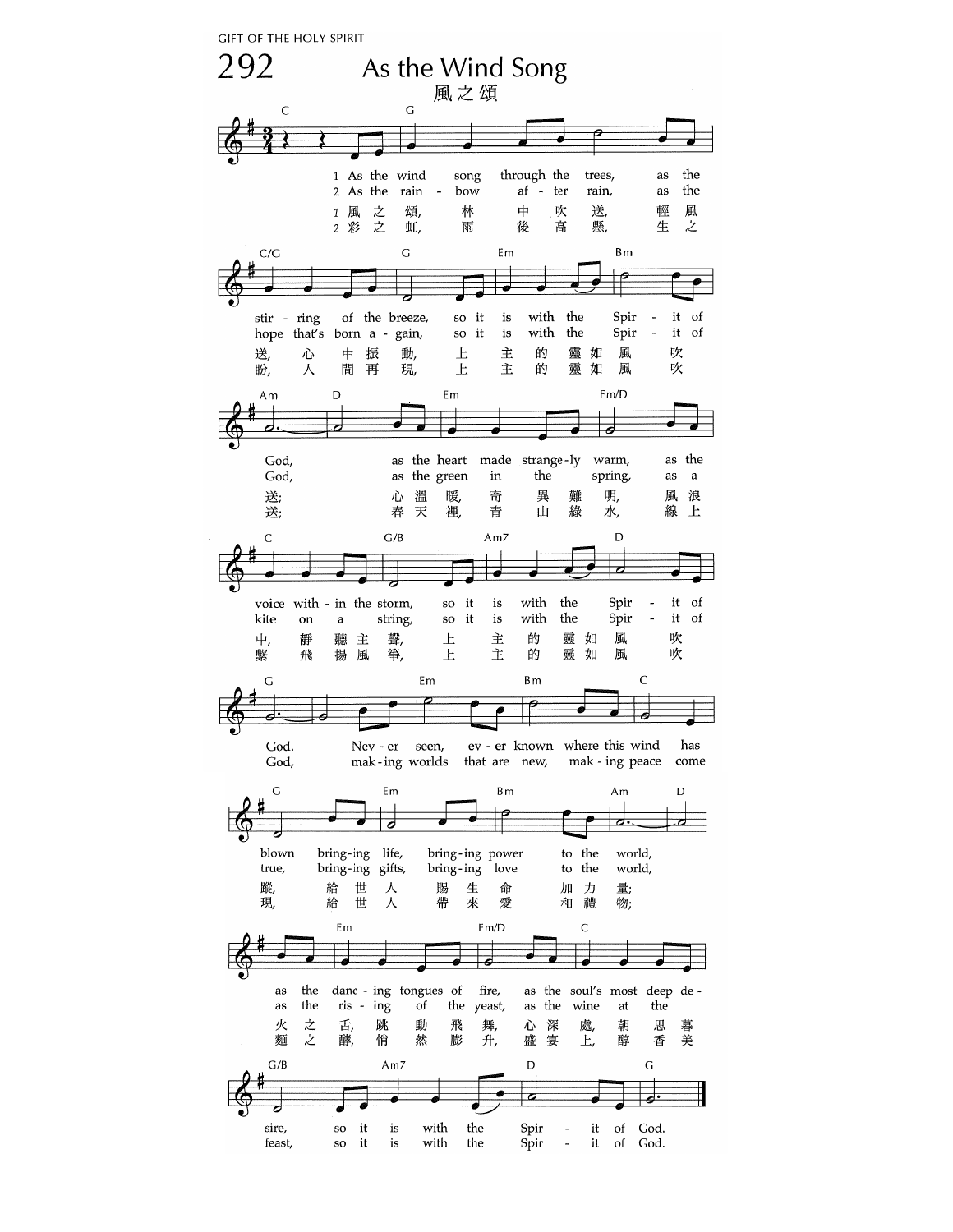GIFT OF THE HOLY SPIRIT

# 292 As the Wind Song

## 風之頌

1 As the wind song through the trees, as the stirring of the breeze, so it is with the Spirit of God, as the heart made strangely warm, as the voice within the storm, so it is with the Spirit of God. Never seen, ever known where this wind has blown bringing life, bringing power to the world, as the dancing tongues of fire, as the soul's most deep desire, so it is with the Spirit of God.

2 As the rainbow after rain, as the hope that's born again, so it is with the Spirit of God, as the green in the spring, as a kite on a string, so it is with the Spirit of God, making worlds that are new, making peace come true, bringing gifts, bringing love to the world, as the rising of the yeast, as the wine at the feast, so it is with the Spirit of God.

1 風之頌，林中吹送，輕風送，心中振動，上主的靈如風吹送；心溫暖，奇異難明，風浪中，靜聽主聲，上主的靈如風吹蹤，給世人賜生命加力量；火之舌，跳動飛舞，心深處，朝思暮

2 彩之虹，雨後高懸，生之盼，人間再現，上主的靈如風吹送；春天裡，青山綠水，線上繫飛揚風箏，上主的靈如風吹現，給世人帶來愛和禮物；麵之酵，悄然膨升，盛宴上，醇香美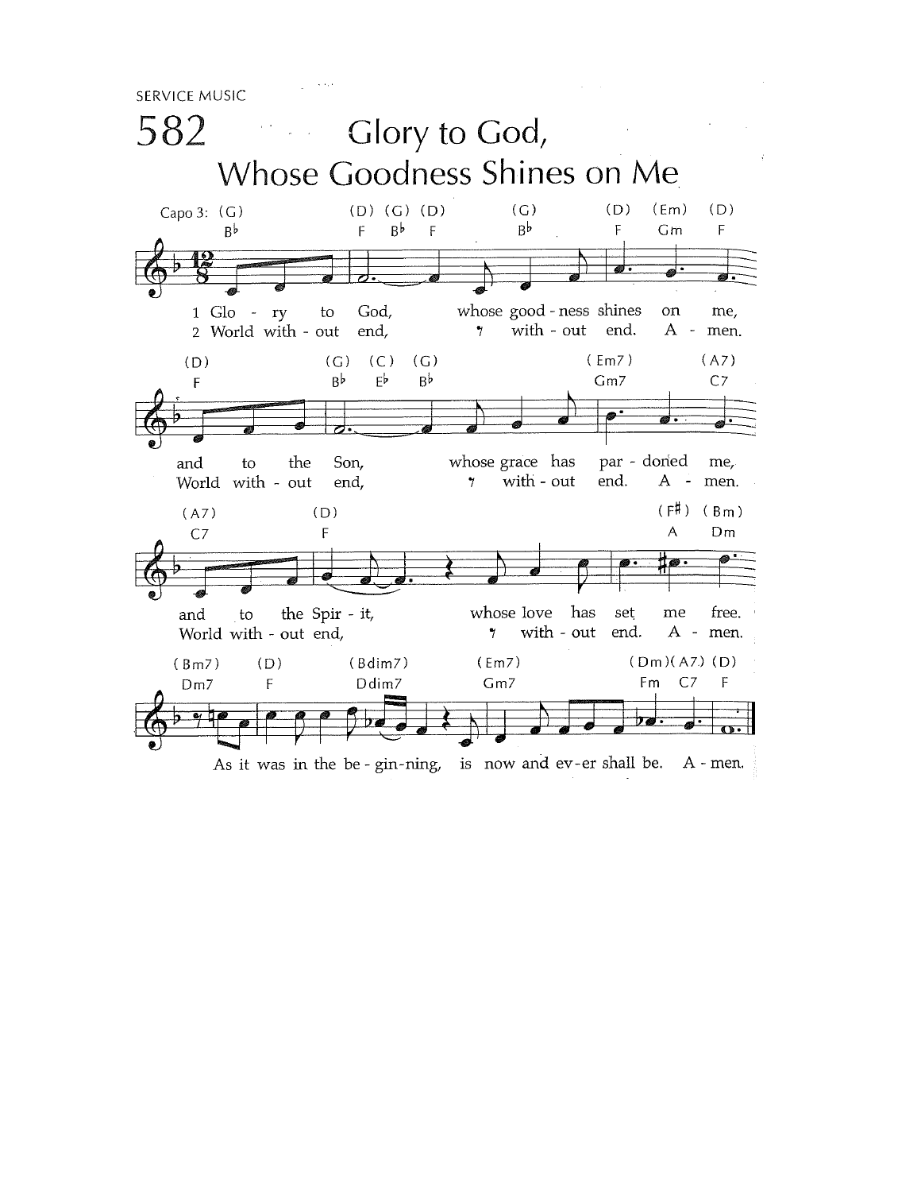SERVICE MUSIC

# 582 Glory to God, Whose Goodness Shines on Me

Capo 3

1 Glo - ry to God, whose good - ness shines on me,
and to the Son, whose grace has par - doned me,
and to the Spir - it, whose love has set me free.

2 World with - out end, with - out end. A - men.
World with - out end, with - out end. A - men.
World with - out end, with - out end. A - men.

As it was in the be - gin-ning, is now and ev-er shall be. A - men.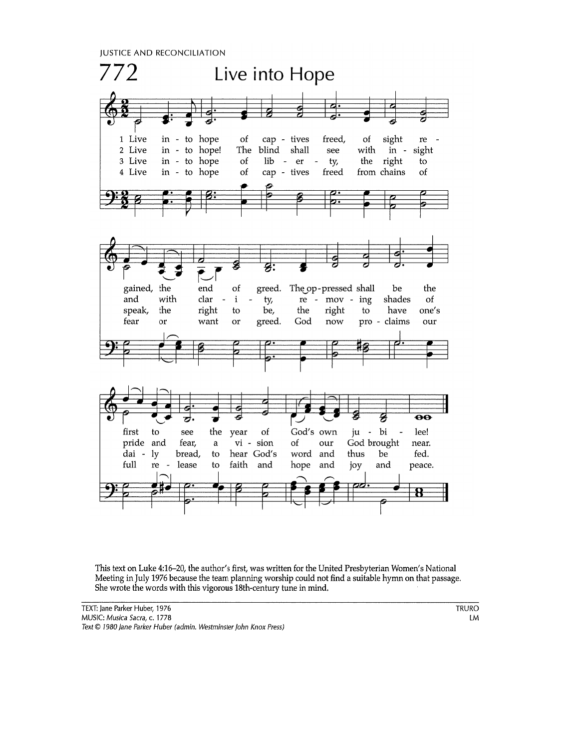# 772 Live into Hope

1. Live into hope of captives freed,
of sight regained, the end of greed.
The oppressed shall be the first to see
the year of God's own jubilee!

2. Live into hope! The blind shall see
with insight and with clarity,
removing shades of pride and fear,
a vision of our God brought near.

3. Live into hope of liberty,
the right to speak, the right to be,
the right to have one's daily bread,
to hear God's word and thus be fed.

4. Live into hope of captives freed
from chains of fear or want or greed.
God now proclaims our full release
to faith and hope and joy and peace.

This text on Luke 4:16–20, the author's first, was written for the United Presbyterian Women's National Meeting in July 1976 because the team planning worship could not find a suitable hymn on that passage. She wrote the words with this vigorous 18th-century tune in mind.

TEXT: Jane Parker Huber, 1976
MUSIC: *Musica Sacra*, c. 1778
*Text © 1980 Jane Parker Huber (admin. Westminster John Knox Press)*

TRURO
LM